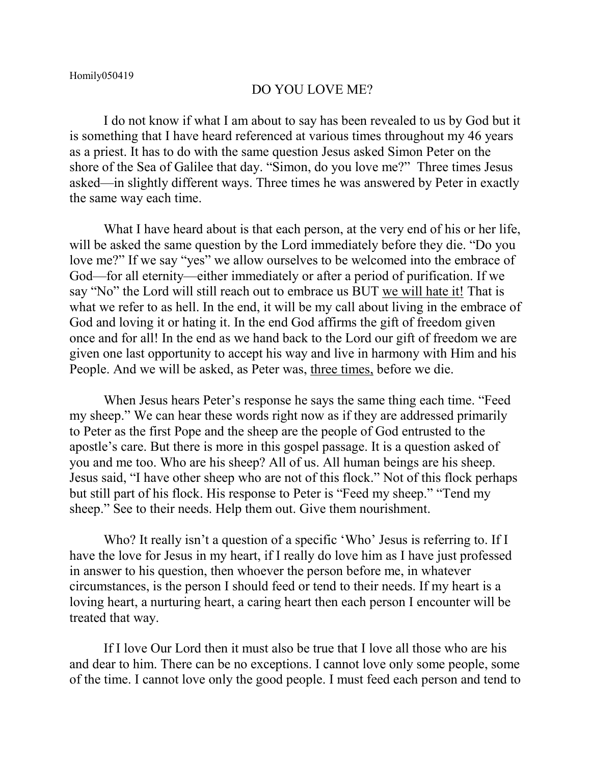Homily050419

# DO YOU LOVE ME?

I do not know if what I am about to say has been revealed to us by God but it is something that I have heard referenced at various times throughout my 46 years as a priest. It has to do with the same question Jesus asked Simon Peter on the shore of the Sea of Galilee that day. "Simon, do you love me?" Three times Jesus asked—in slightly different ways. Three times he was answered by Peter in exactly the same way each time.

What I have heard about is that each person, at the very end of his or her life, will be asked the same question by the Lord immediately before they die. "Do you love me?" If we say "yes" we allow ourselves to be welcomed into the embrace of God—for all eternity—either immediately or after a period of purification. If we say "No" the Lord will still reach out to embrace us BUT <u>we will hate it!</u> That is what we refer to as hell. In the end, it will be my call about living in the embrace of God and loving it or hating it. In the end God affirms the gift of freedom given once and for all! In the end as we hand back to the Lord our gift of freedom we are given one last opportunity to accept his way and live in harmony with Him and his People. And we will be asked, as Peter was, <u>three times,</u> before we die.

When Jesus hears Peter's response he says the same thing each time. "Feed my sheep." We can hear these words right now as if they are addressed primarily to Peter as the first Pope and the sheep are the people of God entrusted to the apostle's care. But there is more in this gospel passage. It is a question asked of you and me too. Who are his sheep? All of us. All human beings are his sheep. Jesus said, "I have other sheep who are not of this flock." Not of this flock perhaps but still part of his flock. His response to Peter is "Feed my sheep." "Tend my sheep." See to their needs. Help them out. Give them nourishment.

Who? It really isn't a question of a specific 'Who' Jesus is referring to. If I have the love for Jesus in my heart, if I really do love him as I have just professed in answer to his question, then whoever the person before me, in whatever circumstances, is the person I should feed or tend to their needs. If my heart is a loving heart, a nurturing heart, a caring heart then each person I encounter will be treated that way.

If I love Our Lord then it must also be true that I love all those who are his and dear to him. There can be no exceptions. I cannot love only some people, some of the time. I cannot love only the good people. I must feed each person and tend to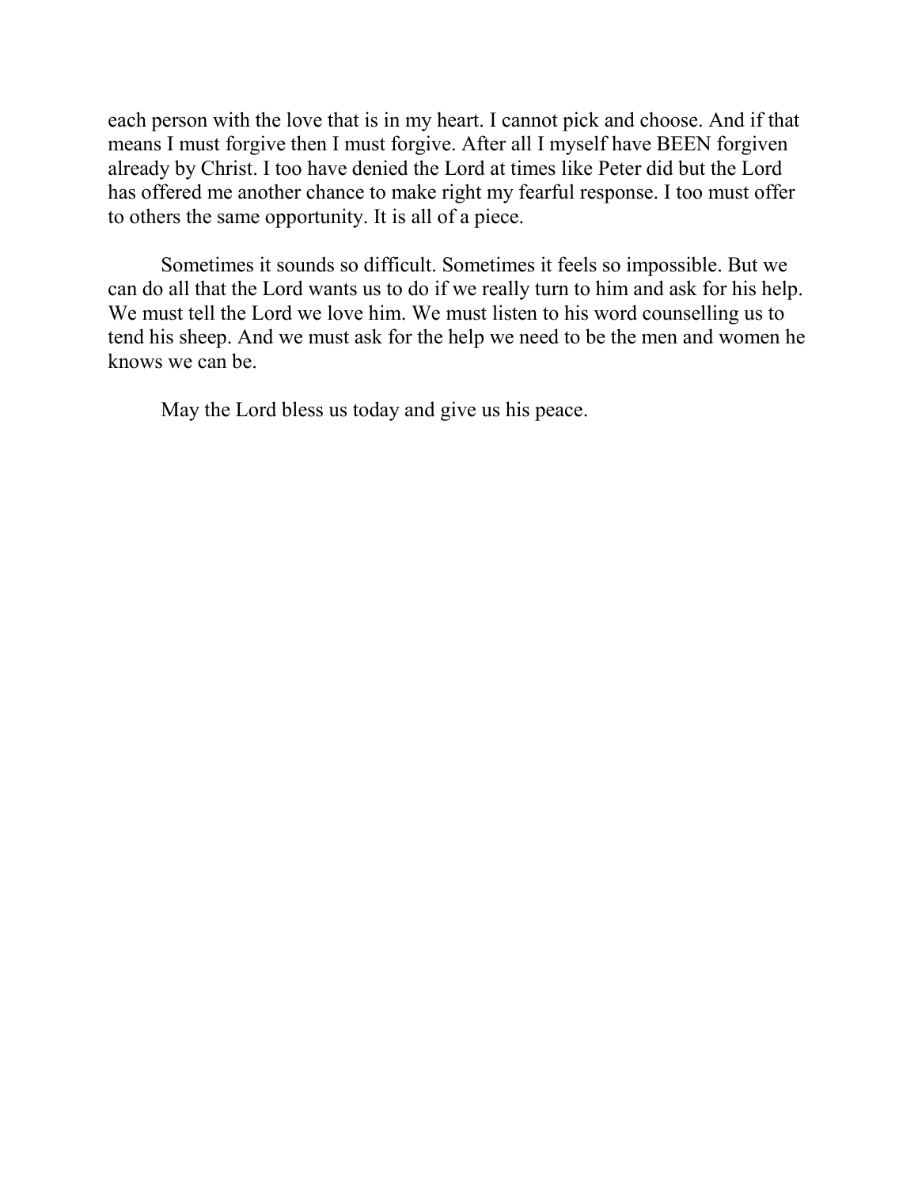each person with the love that is in my heart. I cannot pick and choose. And if that means I must forgive then I must forgive. After all I myself have BEEN forgiven already by Christ. I too have denied the Lord at times like Peter did but the Lord has offered me another chance to make right my fearful response. I too must offer to others the same opportunity. It is all of a piece.

Sometimes it sounds so difficult. Sometimes it feels so impossible. But we can do all that the Lord wants us to do if we really turn to him and ask for his help. We must tell the Lord we love him. We must listen to his word counselling us to tend his sheep. And we must ask for the help we need to be the men and women he knows we can be.

May the Lord bless us today and give us his peace.